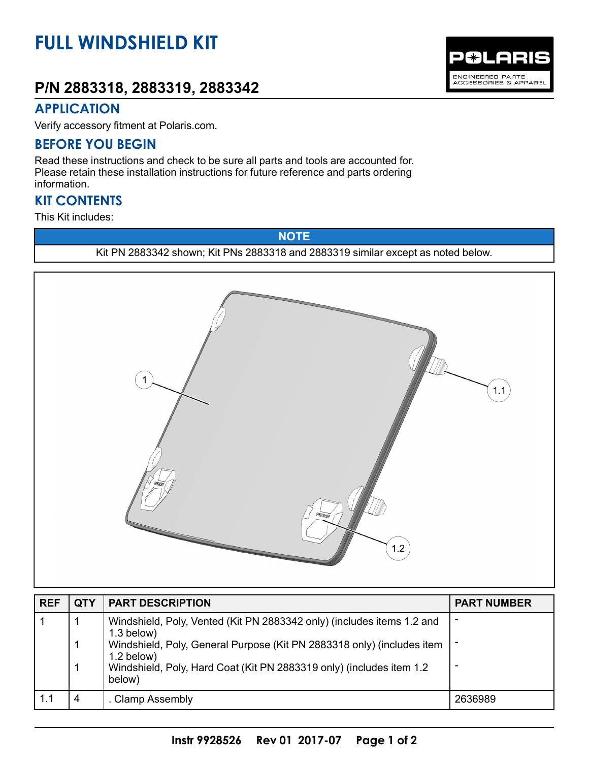# FULL WINDSHIELD KIT

## P/N 2883318, 2883319, 2883342

## APPLICATION

Verify accessory fitment at Polaris.com.

## BEFORE YOU BEGIN

Read these instructions and check to be sure all parts and tools are accounted for. Please retain these installation instructions for future reference and parts ordering information.

## KIT CONTENTS

This Kit includes:

**NOTE**

Kit PN 2883342 shown; Kit PNs 2883318 and 2883319 similar except as noted below.

| REF | QTY | PART DESCRIPTION | PART NUMBER |
|---|---|---|---|
| 1 | 1 | Windshield, Poly, Vented (Kit PN 2883342 only) (includes items 1.2 and 1.3 below) | - |
| | 1 | Windshield, Poly, General Purpose (Kit PN 2883318 only) (includes item 1.2 below) | - |
| | 1 | Windshield, Poly, Hard Coat (Kit PN 2883319 only) (includes item 1.2 below) | - |
| 1.1 | 4 | . Clamp Assembly | 2636989 |

Instr 9928526 Rev 01 2017-07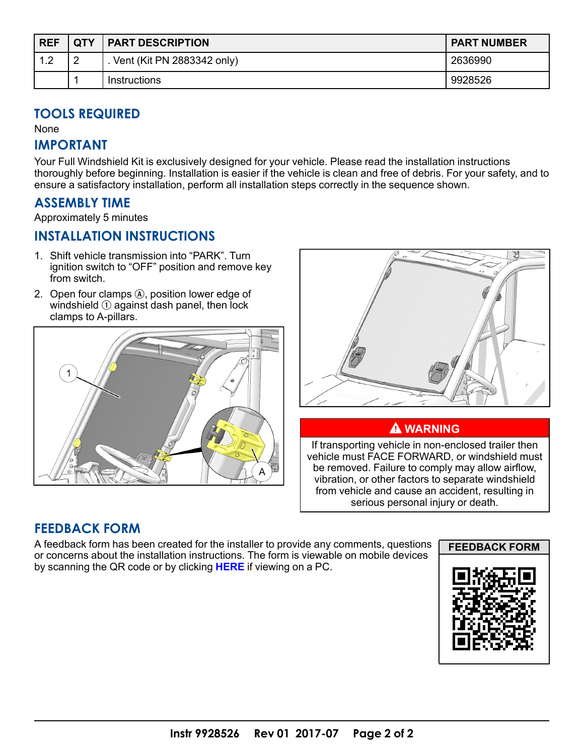| REF | QTY | PART DESCRIPTION | PART NUMBER |
|---|---|---|---|
| 1.2 | 2 | . Vent (Kit PN 2883342 only) | 2636990 |
| | 1 | Instructions | 9928526 |

## TOOLS REQUIRED

None

## IMPORTANT

Your Full Windshield Kit is exclusively designed for your vehicle. Please read the installation instructions thoroughly before beginning. Installation is easier if the vehicle is clean and free of debris. For your safety, and to ensure a satisfactory installation, perform all installation steps correctly in the sequence shown.

## ASSEMBLY TIME

Approximately 5 minutes

## INSTALLATION INSTRUCTIONS

1. Shift vehicle transmission into “PARK”. Turn ignition switch to “OFF” position and remove key from switch.
2. Open four clamps Ⓐ, position lower edge of windshield ① against dash panel, then lock clamps to A-pillars.

1

A

**⚠ WARNING**

If transporting vehicle in non-enclosed trailer then vehicle must FACE FORWARD, or windshield must be removed. Failure to comply may allow airflow, vibration, or other factors to separate windshield from vehicle and cause an accident, resulting in serious personal injury or death.

## FEEDBACK FORM

A feedback form has been created for the installer to provide any comments, questions or concerns about the installation instructions. The form is viewable on mobile devices by scanning the QR code or by clicking **HERE** if viewing on a PC.

**FEEDBACK FORM**